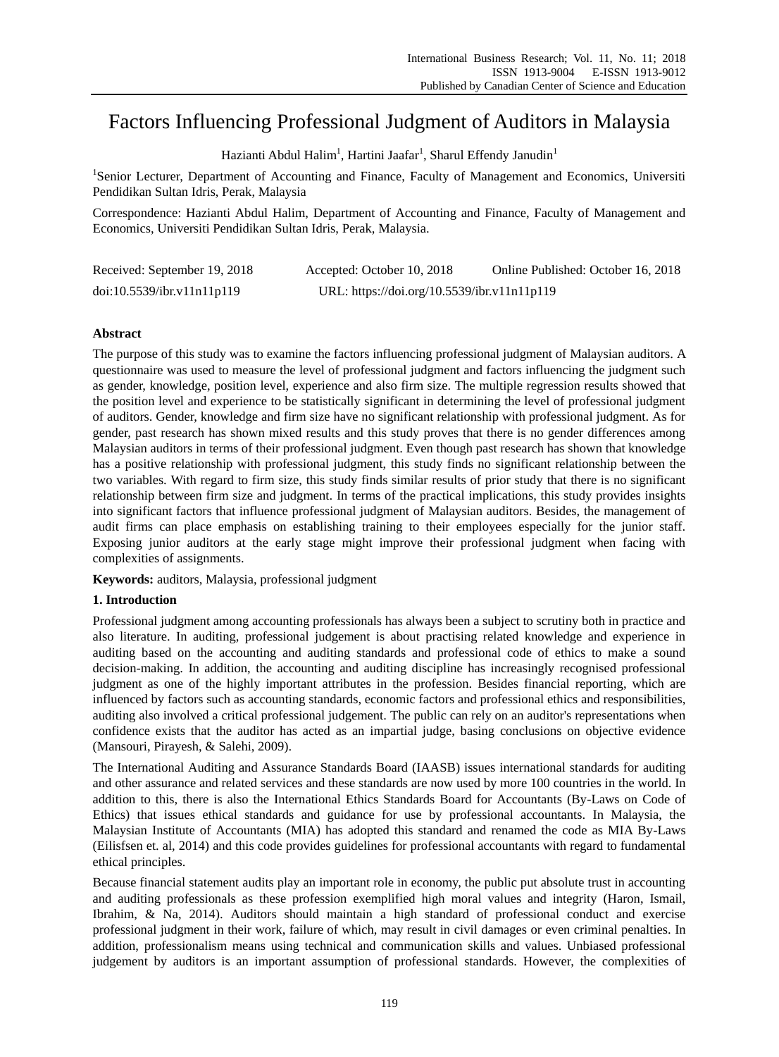# Factors Influencing Professional Judgment of Auditors in Malaysia

Hazianti Abdul Halim[1], Hartini Jaafar[1], Sharul Effendy Janudin[1]

[1]Senior Lecturer, Department of Accounting and Finance, Faculty of Management and Economics, Universiti Pendidikan Sultan Idris, Perak, Malaysia

Correspondence: Hazianti Abdul Halim, Department of Accounting and Finance, Faculty of Management and Economics, Universiti Pendidikan Sultan Idris, Perak, Malaysia.

Received: September 19, 2018 Accepted: October 10, 2018 Online Published: October 16, 2018

doi:10.5539/ibr.v11n11p119 URL: https://doi.org/10.5539/ibr.v11n11p119

## Abstract

The purpose of this study was to examine the factors influencing professional judgment of Malaysian auditors. A questionnaire was used to measure the level of professional judgment and factors influencing the judgment such as gender, knowledge, position level, experience and also firm size. The multiple regression results showed that the position level and experience to be statistically significant in determining the level of professional judgment of auditors. Gender, knowledge and firm size have no significant relationship with professional judgment. As for gender, past research has shown mixed results and this study proves that there is no gender differences among Malaysian auditors in terms of their professional judgment. Even though past research has shown that knowledge has a positive relationship with professional judgment, this study finds no significant relationship between the two variables. With regard to firm size, this study finds similar results of prior study that there is no significant relationship between firm size and judgment. In terms of the practical implications, this study provides insights into significant factors that influence professional judgment of Malaysian auditors. Besides, the management of audit firms can place emphasis on establishing training to their employees especially for the junior staff. Exposing junior auditors at the early stage might improve their professional judgment when facing with complexities of assignments.

**Keywords:** auditors, Malaysia, professional judgment

## 1. Introduction

Professional judgment among accounting professionals has always been a subject to scrutiny both in practice and also literature. In auditing, professional judgement is about practising related knowledge and experience in auditing based on the accounting and auditing standards and professional code of ethics to make a sound decision-making. In addition, the accounting and auditing discipline has increasingly recognised professional judgment as one of the highly important attributes in the profession. Besides financial reporting, which are influenced by factors such as accounting standards, economic factors and professional ethics and responsibilities, auditing also involved a critical professional judgement. The public can rely on an auditor's representations when confidence exists that the auditor has acted as an impartial judge, basing conclusions on objective evidence (Mansouri, Pirayesh, & Salehi, 2009).

The International Auditing and Assurance Standards Board (IAASB) issues international standards for auditing and other assurance and related services and these standards are now used by more 100 countries in the world. In addition to this, there is also the International Ethics Standards Board for Accountants (By-Laws on Code of Ethics) that issues ethical standards and guidance for use by professional accountants. In Malaysia, the Malaysian Institute of Accountants (MIA) has adopted this standard and renamed the code as MIA By-Laws (Eilisfsen et. al, 2014) and this code provides guidelines for professional accountants with regard to fundamental ethical principles.

Because financial statement audits play an important role in economy, the public put absolute trust in accounting and auditing professionals as these profession exemplified high moral values and integrity (Haron, Ismail, Ibrahim, & Na, 2014). Auditors should maintain a high standard of professional conduct and exercise professional judgment in their work, failure of which, may result in civil damages or even criminal penalties. In addition, professionalism means using technical and communication skills and values. Unbiased professional judgement by auditors is an important assumption of professional standards. However, the complexities of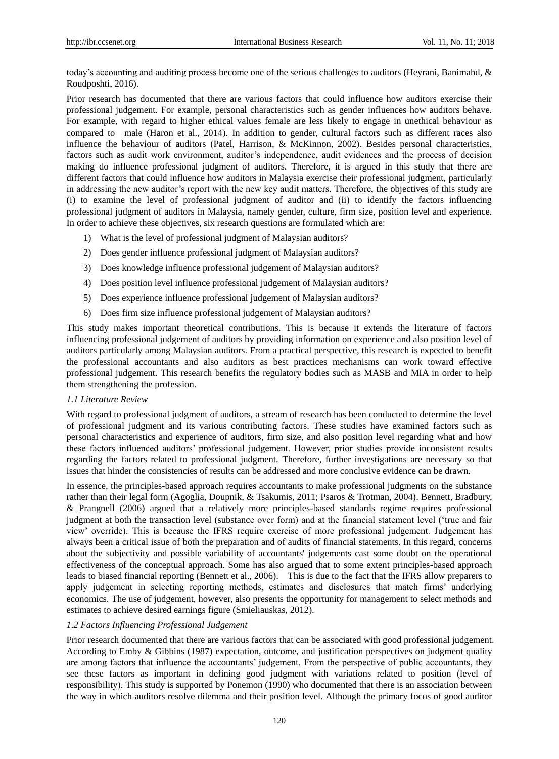today's accounting and auditing process become one of the serious challenges to auditors (Heyrani, Banimahd, & Roudposhti, 2016).

Prior research has documented that there are various factors that could influence how auditors exercise their professional judgement. For example, personal characteristics such as gender influences how auditors behave. For example, with regard to higher ethical values female are less likely to engage in unethical behaviour as compared to male (Haron et al., 2014). In addition to gender, cultural factors such as different races also influence the behaviour of auditors (Patel, Harrison, & McKinnon, 2002). Besides personal characteristics, factors such as audit work environment, auditor's independence, audit evidences and the process of decision making do influence professional judgment of auditors. Therefore, it is argued in this study that there are different factors that could influence how auditors in Malaysia exercise their professional judgment, particularly in addressing the new auditor's report with the new key audit matters. Therefore, the objectives of this study are (i) to examine the level of professional judgment of auditor and (ii) to identify the factors influencing professional judgment of auditors in Malaysia, namely gender, culture, firm size, position level and experience. In order to achieve these objectives, six research questions are formulated which are:

1) What is the level of professional judgment of Malaysian auditors?
2) Does gender influence professional judgment of Malaysian auditors?
3) Does knowledge influence professional judgement of Malaysian auditors?
4) Does position level influence professional judgement of Malaysian auditors?
5) Does experience influence professional judgement of Malaysian auditors?
6) Does firm size influence professional judgement of Malaysian auditors?

This study makes important theoretical contributions. This is because it extends the literature of factors influencing professional judgement of auditors by providing information on experience and also position level of auditors particularly among Malaysian auditors. From a practical perspective, this research is expected to benefit the professional accountants and also auditors as best practices mechanisms can work toward effective professional judgement. This research benefits the regulatory bodies such as MASB and MIA in order to help them strengthening the profession.

### *1.1 Literature Review*

With regard to professional judgment of auditors, a stream of research has been conducted to determine the level of professional judgment and its various contributing factors. These studies have examined factors such as personal characteristics and experience of auditors, firm size, and also position level regarding what and how these factors influenced auditors' professional judgement. However, prior studies provide inconsistent results regarding the factors related to professional judgment. Therefore, further investigations are necessary so that issues that hinder the consistencies of results can be addressed and more conclusive evidence can be drawn.

In essence, the principles-based approach requires accountants to make professional judgments on the substance rather than their legal form (Agoglia, Doupnik, & Tsakumis, 2011; Psaros & Trotman, 2004). Bennett, Bradbury, & Prangnell (2006) argued that a relatively more principles-based standards regime requires professional judgment at both the transaction level (substance over form) and at the financial statement level ('true and fair view' override). This is because the IFRS require exercise of more professional judgement. Judgement has always been a critical issue of both the preparation and of audits of financial statements. In this regard, concerns about the subjectivity and possible variability of accountants' judgements cast some doubt on the operational effectiveness of the conceptual approach. Some has also argued that to some extent principles-based approach leads to biased financial reporting (Bennett et al., 2006). This is due to the fact that the IFRS allow preparers to apply judgement in selecting reporting methods, estimates and disclosures that match firms' underlying economics. The use of judgement, however, also presents the opportunity for management to select methods and estimates to achieve desired earnings figure (Smieliauskas, 2012).

### *1.2 Factors Influencing Professional Judgement*

Prior research documented that there are various factors that can be associated with good professional judgement. According to Emby & Gibbins (1987) expectation, outcome, and justification perspectives on judgment quality are among factors that influence the accountants' judgement. From the perspective of public accountants, they see these factors as important in defining good judgment with variations related to position (level of responsibility). This study is supported by Ponemon (1990) who documented that there is an association between the way in which auditors resolve dilemma and their position level. Although the primary focus of good auditor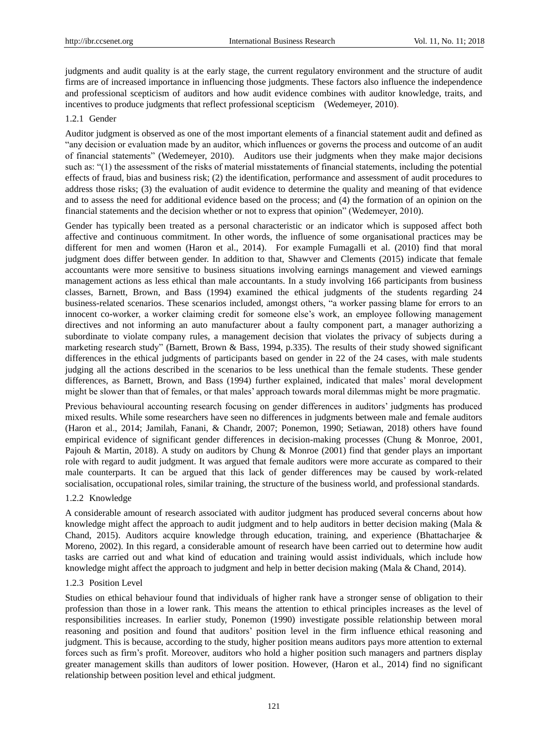judgments and audit quality is at the early stage, the current regulatory environment and the structure of audit firms are of increased importance in influencing those judgments. These factors also influence the independence and professional scepticism of auditors and how audit evidence combines with auditor knowledge, traits, and incentives to produce judgments that reflect professional scepticism (Wedemeyer, 2010).

#### 1.2.1 Gender

Auditor judgment is observed as one of the most important elements of a financial statement audit and defined as "any decision or evaluation made by an auditor, which influences or governs the process and outcome of an audit of financial statements" (Wedemeyer, 2010). Auditors use their judgments when they make major decisions such as: "(1) the assessment of the risks of material misstatements of financial statements, including the potential effects of fraud, bias and business risk; (2) the identification, performance and assessment of audit procedures to address those risks; (3) the evaluation of audit evidence to determine the quality and meaning of that evidence and to assess the need for additional evidence based on the process; and (4) the formation of an opinion on the financial statements and the decision whether or not to express that opinion" (Wedemeyer, 2010).

Gender has typically been treated as a personal characteristic or an indicator which is supposed affect both affective and continuous commitment. In other words, the influence of some organisational practices may be different for men and women (Haron et al., 2014). For example Fumagalli et al. (2010) find that moral judgment does differ between gender. In addition to that, Shawver and Clements (2015) indicate that female accountants were more sensitive to business situations involving earnings management and viewed earnings management actions as less ethical than male accountants. In a study involving 166 participants from business classes, Barnett, Brown, and Bass (1994) examined the ethical judgments of the students regarding 24 business-related scenarios. These scenarios included, amongst others, "a worker passing blame for errors to an innocent co-worker, a worker claiming credit for someone else's work, an employee following management directives and not informing an auto manufacturer about a faulty component part, a manager authorizing a subordinate to violate company rules, a management decision that violates the privacy of subjects during a marketing research study" (Barnett, Brown & Bass, 1994, p.335). The results of their study showed significant differences in the ethical judgments of participants based on gender in 22 of the 24 cases, with male students judging all the actions described in the scenarios to be less unethical than the female students. These gender differences, as Barnett, Brown, and Bass (1994) further explained, indicated that males' moral development might be slower than that of females, or that males' approach towards moral dilemmas might be more pragmatic.

Previous behavioural accounting research focusing on gender differences in auditors' judgments has produced mixed results. While some researchers have seen no differences in judgments between male and female auditors (Haron et al., 2014; Jamilah, Fanani, & Chandr, 2007; Ponemon, 1990; Setiawan, 2018) others have found empirical evidence of significant gender differences in decision-making processes (Chung & Monroe, 2001, Pajouh & Martin, 2018). A study on auditors by Chung & Monroe (2001) find that gender plays an important role with regard to audit judgment. It was argued that female auditors were more accurate as compared to their male counterparts. It can be argued that this lack of gender differences may be caused by work-related socialisation, occupational roles, similar training, the structure of the business world, and professional standards.

#### 1.2.2 Knowledge

A considerable amount of research associated with auditor judgment has produced several concerns about how knowledge might affect the approach to audit judgment and to help auditors in better decision making (Mala & Chand, 2015). Auditors acquire knowledge through education, training, and experience (Bhattacharjee & Moreno, 2002). In this regard, a considerable amount of research have been carried out to determine how audit tasks are carried out and what kind of education and training would assist individuals, which include how knowledge might affect the approach to judgment and help in better decision making (Mala & Chand, 2014).

#### 1.2.3 Position Level

Studies on ethical behaviour found that individuals of higher rank have a stronger sense of obligation to their profession than those in a lower rank. This means the attention to ethical principles increases as the level of responsibilities increases. In earlier study, Ponemon (1990) investigate possible relationship between moral reasoning and position and found that auditors' position level in the firm influence ethical reasoning and judgment. This is because, according to the study, higher position means auditors pays more attention to external forces such as firm's profit. Moreover, auditors who hold a higher position such managers and partners display greater management skills than auditors of lower position. However, (Haron et al., 2014) find no significant relationship between position level and ethical judgment.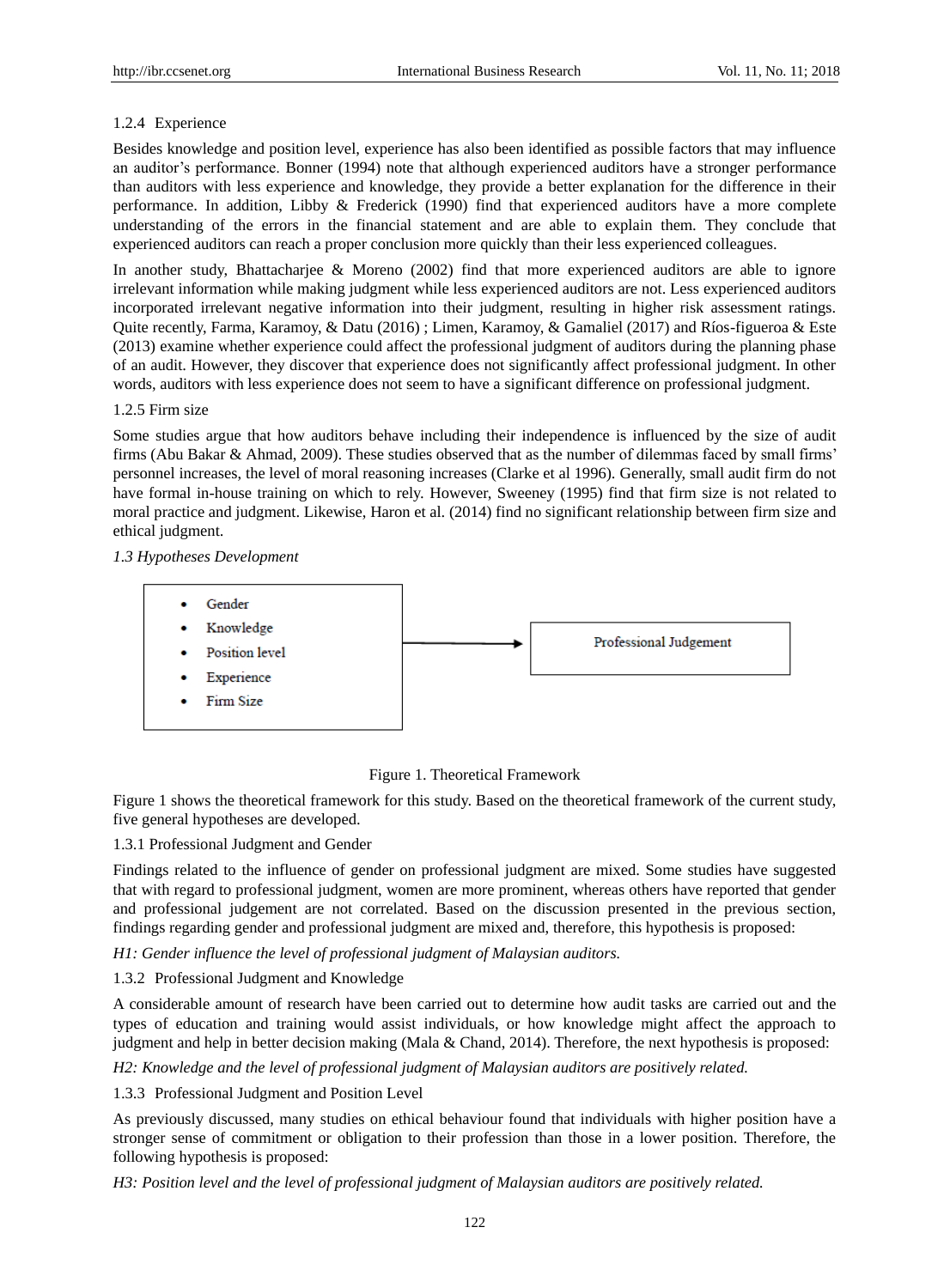### 1.2.4 Experience

Besides knowledge and position level, experience has also been identified as possible factors that may influence an auditor's performance. Bonner (1994) note that although experienced auditors have a stronger performance than auditors with less experience and knowledge, they provide a better explanation for the difference in their performance. In addition, Libby & Frederick (1990) find that experienced auditors have a more complete understanding of the errors in the financial statement and are able to explain them. They conclude that experienced auditors can reach a proper conclusion more quickly than their less experienced colleagues.

In another study, Bhattacharjee & Moreno (2002) find that more experienced auditors are able to ignore irrelevant information while making judgment while less experienced auditors are not. Less experienced auditors incorporated irrelevant negative information into their judgment, resulting in higher risk assessment ratings. Quite recently, Farma, Karamoy, & Datu (2016) ; Limen, Karamoy, & Gamaliel (2017) and Ríos-figueroa & Este (2013) examine whether experience could affect the professional judgment of auditors during the planning phase of an audit. However, they discover that experience does not significantly affect professional judgment. In other words, auditors with less experience does not seem to have a significant difference on professional judgment.

### 1.2.5 Firm size

Some studies argue that how auditors behave including their independence is influenced by the size of audit firms (Abu Bakar & Ahmad, 2009). These studies observed that as the number of dilemmas faced by small firms' personnel increases, the level of moral reasoning increases (Clarke et al 1996). Generally, small audit firm do not have formal in-house training on which to rely. However, Sweeney (1995) find that firm size is not related to moral practice and judgment. Likewise, Haron et al. (2014) find no significant relationship between firm size and ethical judgment.

## *1.3 Hypotheses Development*

- Gender
- Knowledge
- Position level
- Experience
- Firm Size

→ Professional Judgement

Figure 1. Theoretical Framework

Figure 1 shows the theoretical framework for this study. Based on the theoretical framework of the current study, five general hypotheses are developed.

### 1.3.1 Professional Judgment and Gender

Findings related to the influence of gender on professional judgment are mixed. Some studies have suggested that with regard to professional judgment, women are more prominent, whereas others have reported that gender and professional judgement are not correlated. Based on the discussion presented in the previous section, findings regarding gender and professional judgment are mixed and, therefore, this hypothesis is proposed:

*H1: Gender influence the level of professional judgment of Malaysian auditors.*

### 1.3.2 Professional Judgment and Knowledge

A considerable amount of research have been carried out to determine how audit tasks are carried out and the types of education and training would assist individuals, or how knowledge might affect the approach to judgment and help in better decision making (Mala & Chand, 2014). Therefore, the next hypothesis is proposed:

*H2: Knowledge and the level of professional judgment of Malaysian auditors are positively related.*

### 1.3.3 Professional Judgment and Position Level

As previously discussed, many studies on ethical behaviour found that individuals with higher position have a stronger sense of commitment or obligation to their profession than those in a lower position. Therefore, the following hypothesis is proposed:

*H3: Position level and the level of professional judgment of Malaysian auditors are positively related.*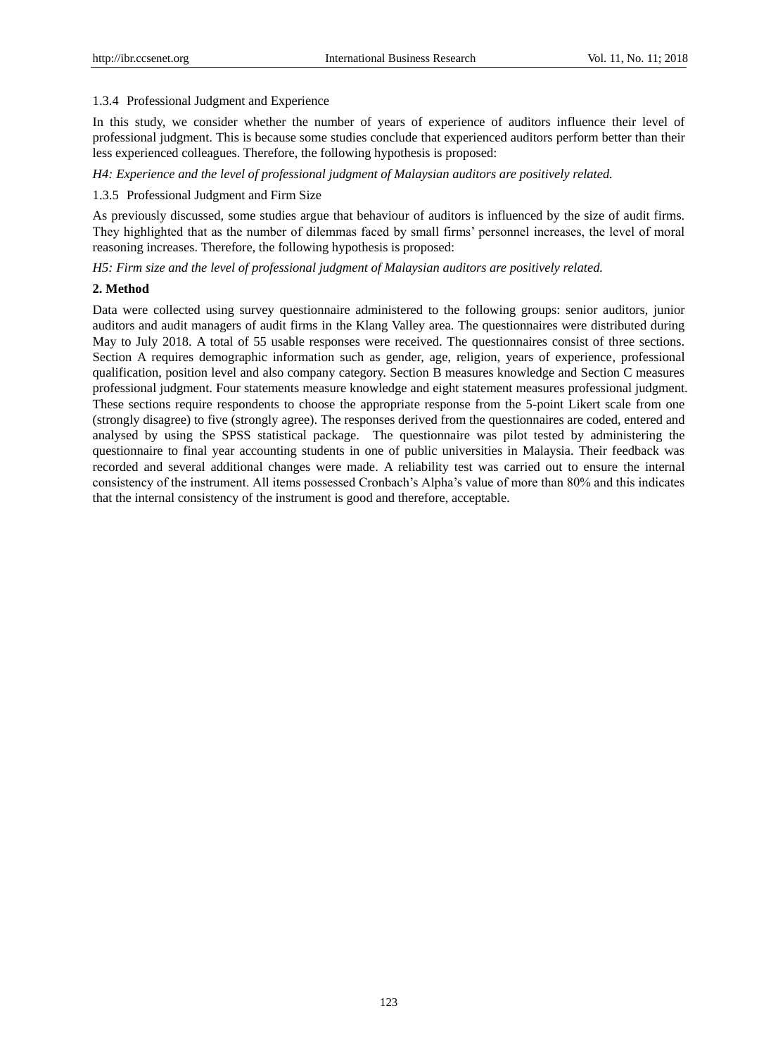### 1.3.4 Professional Judgment and Experience

In this study, we consider whether the number of years of experience of auditors influence their level of professional judgment. This is because some studies conclude that experienced auditors perform better than their less experienced colleagues. Therefore, the following hypothesis is proposed:

*H4: Experience and the level of professional judgment of Malaysian auditors are positively related.*

### 1.3.5 Professional Judgment and Firm Size

As previously discussed, some studies argue that behaviour of auditors is influenced by the size of audit firms. They highlighted that as the number of dilemmas faced by small firms' personnel increases, the level of moral reasoning increases. Therefore, the following hypothesis is proposed:

*H5: Firm size and the level of professional judgment of Malaysian auditors are positively related.*

## 2. Method

Data were collected using survey questionnaire administered to the following groups: senior auditors, junior auditors and audit managers of audit firms in the Klang Valley area. The questionnaires were distributed during May to July 2018. A total of 55 usable responses were received. The questionnaires consist of three sections. Section A requires demographic information such as gender, age, religion, years of experience, professional qualification, position level and also company category. Section B measures knowledge and Section C measures professional judgment. Four statements measure knowledge and eight statement measures professional judgment. These sections require respondents to choose the appropriate response from the 5-point Likert scale from one (strongly disagree) to five (strongly agree). The responses derived from the questionnaires are coded, entered and analysed by using the SPSS statistical package. The questionnaire was pilot tested by administering the questionnaire to final year accounting students in one of public universities in Malaysia. Their feedback was recorded and several additional changes were made. A reliability test was carried out to ensure the internal consistency of the instrument. All items possessed Cronbach's Alpha's value of more than 80% and this indicates that the internal consistency of the instrument is good and therefore, acceptable.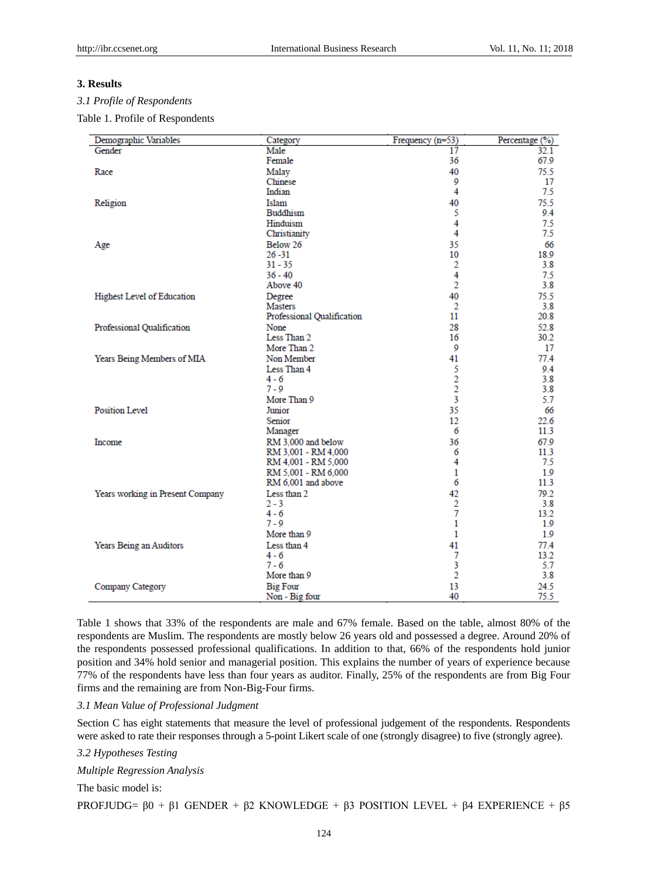## 3. Results

### *3.1 Profile of Respondents*

Table 1. Profile of Respondents

| Demographic Variables | Category | Frequency (n=53) | Percentage (%) |
|---|---|---|---|
| Gender | Male | 17 | 32.1 |
| | Female | 36 | 67.9 |
| Race | Malay | 40 | 75.5 |
| | Chinese | 9 | 17 |
| | Indian | 4 | 7.5 |
| Religion | Islam | 40 | 75.5 |
| | Buddhism | 5 | 9.4 |
| | Hinduism | 4 | 7.5 |
| | Christianity | 4 | 7.5 |
| Age | Below 26 | 35 | 66 |
| | 26 -31 | 10 | 18.9 |
| | 31 - 35 | 2 | 3.8 |
| | 36 - 40 | 4 | 7.5 |
| | Above 40 | 2 | 3.8 |
| Highest Level of Education | Degree | 40 | 75.5 |
| | Masters | 2 | 3.8 |
| | Professional Qualification | 11 | 20.8 |
| Professional Qualification | None | 28 | 52.8 |
| | Less Than 2 | 16 | 30.2 |
| | More Than 2 | 9 | 17 |
| Years Being Members of MIA | Non Member | 41 | 77.4 |
| | Less Than 4 | 5 | 9.4 |
| | 4 - 6 | 2 | 3.8 |
| | 7 - 9 | 2 | 3.8 |
| | More Than 9 | 3 | 5.7 |
| Position Level | Junior | 35 | 66 |
| | Senior | 12 | 22.6 |
| | Manager | 6 | 11.3 |
| Income | RM 3,000 and below | 36 | 67.9 |
| | RM 3,001 - RM 4,000 | 6 | 11.3 |
| | RM 4,001 - RM 5,000 | 4 | 7.5 |
| | RM 5,001 - RM 6,000 | 1 | 1.9 |
| | RM 6,001 and above | 6 | 11.3 |
| Years working in Present Company | Less than 2 | 42 | 79.2 |
| | 2 - 3 | 2 | 3.8 |
| | 4 - 6 | 7 | 13.2 |
| | 7 - 9 | 1 | 1.9 |
| | More than 9 | 1 | 1.9 |
| Years Being an Auditors | Less than 4 | 41 | 77.4 |
| | 4 - 6 | 7 | 13.2 |
| | 7 - 6 | 3 | 5.7 |
| | More than 9 | 2 | 3.8 |
| Company Category | Big Four | 13 | 24.5 |
| | Non - Big four | 40 | 75.5 |

Table 1 shows that 33% of the respondents are male and 67% female. Based on the table, almost 80% of the respondents are Muslim. The respondents are mostly below 26 years old and possessed a degree. Around 20% of the respondents possessed professional qualifications. In addition to that, 66% of the respondents hold junior position and 34% hold senior and managerial position. This explains the number of years of experience because 77% of the respondents have less than four years as auditor. Finally, 25% of the respondents are from Big Four firms and the remaining are from Non-Big-Four firms.

### *3.1 Mean Value of Professional Judgment*

Section C has eight statements that measure the level of professional judgement of the respondents. Respondents were asked to rate their responses through a 5-point Likert scale of one (strongly disagree) to five (strongly agree).

### *3.2 Hypotheses Testing*

*Multiple Regression Analysis*

The basic model is:

PROFJUDG= $\beta0$ + $\beta1$ GENDER + $\beta2$ KNOWLEDGE + $\beta3$ POSITION LEVEL + $\beta4$ EXPERIENCE + $\beta5$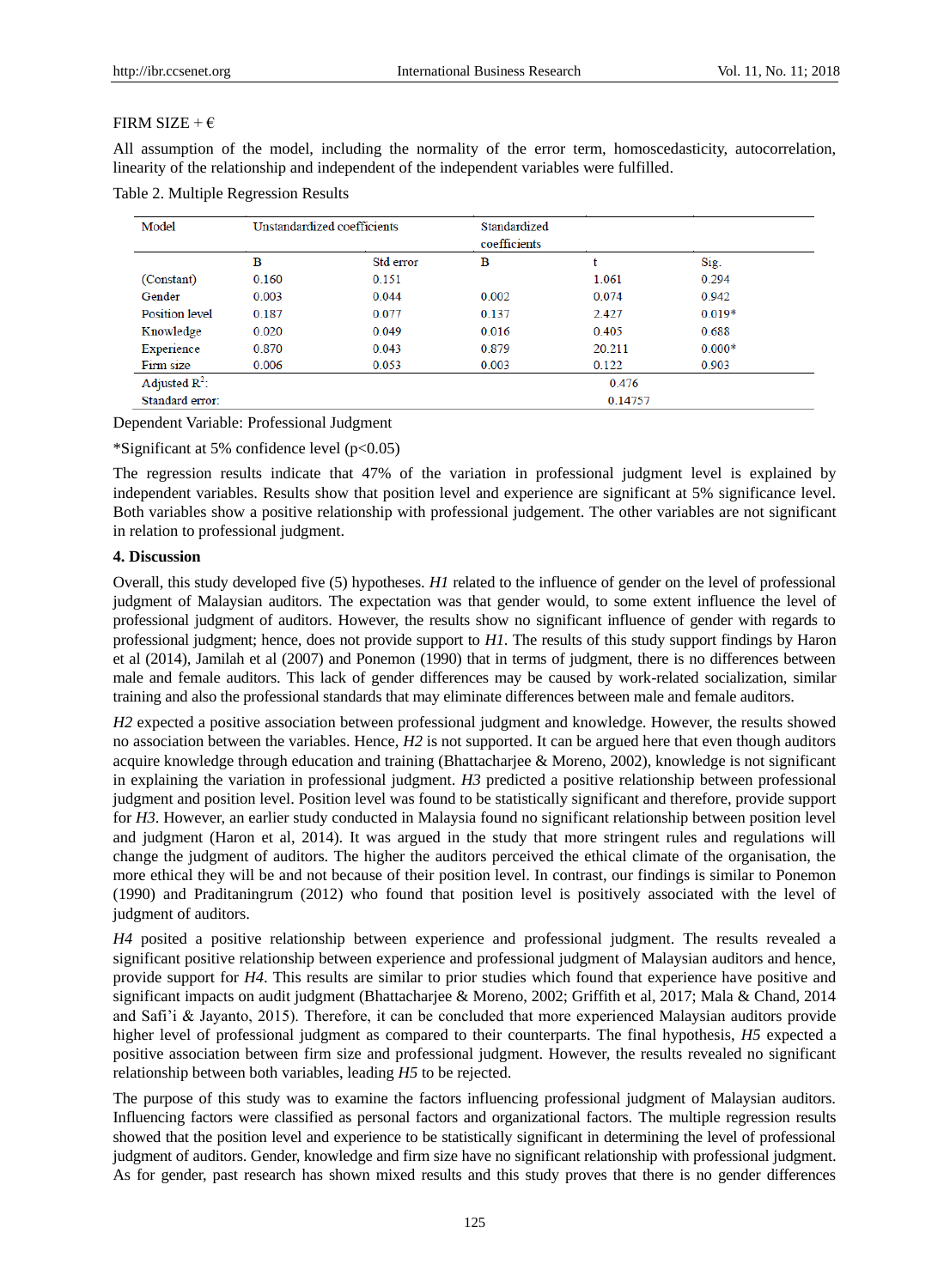FIRM SIZE + €

All assumption of the model, including the normality of the error term, homoscedasticity, autocorrelation, linearity of the relationship and independent of the independent variables were fulfilled.

Table 2. Multiple Regression Results

| Model | Unstandardized coefficients | | Standardized coefficients | | |
|---|---|---|---|---|---|
| | B | Std error | B | t | Sig. |
| (Constant) | 0.160 | 0.151 | | 1.061 | 0.294 |
| Gender | 0.003 | 0.044 | 0.002 | 0.074 | 0.942 |
| Position level | 0.187 | 0.077 | 0.137 | 2.427 | 0.019* |
| Knowledge | 0.020 | 0.049 | 0.016 | 0.405 | 0.688 |
| Experience | 0.870 | 0.043 | 0.879 | 20.211 | 0.000* |
| Firm size | 0.006 | 0.053 | 0.003 | 0.122 | 0.903 |
| Adjusted $R^2$: | | | | 0.476 | |
| Standard error: | | | | 0.14757 | |

Dependent Variable: Professional Judgment

*Significant at 5% confidence level ($p<0.05$)

The regression results indicate that 47% of the variation in professional judgment level is explained by independent variables. Results show that position level and experience are significant at 5% significance level. Both variables show a positive relationship with professional judgement. The other variables are not significant in relation to professional judgment.

## 4. Discussion

Overall, this study developed five (5) hypotheses. *H1* related to the influence of gender on the level of professional judgment of Malaysian auditors. The expectation was that gender would, to some extent influence the level of professional judgment of auditors. However, the results show no significant influence of gender with regards to professional judgment; hence, does not provide support to *H1*. The results of this study support findings by Haron et al (2014), Jamilah et al (2007) and Ponemon (1990) that in terms of judgment, there is no differences between male and female auditors. This lack of gender differences may be caused by work-related socialization, similar training and also the professional standards that may eliminate differences between male and female auditors.

*H2* expected a positive association between professional judgment and knowledge. However, the results showed no association between the variables. Hence, *H2* is not supported. It can be argued here that even though auditors acquire knowledge through education and training (Bhattacharjee & Moreno, 2002), knowledge is not significant in explaining the variation in professional judgment. *H3* predicted a positive relationship between professional judgment and position level. Position level was found to be statistically significant and therefore, provide support for *H3*. However, an earlier study conducted in Malaysia found no significant relationship between position level and judgment (Haron et al, 2014). It was argued in the study that more stringent rules and regulations will change the judgment of auditors. The higher the auditors perceived the ethical climate of the organisation, the more ethical they will be and not because of their position level. In contrast, our findings is similar to Ponemon (1990) and Praditaningrum (2012) who found that position level is positively associated with the level of judgment of auditors.

*H4* posited a positive relationship between experience and professional judgment. The results revealed a significant positive relationship between experience and professional judgment of Malaysian auditors and hence, provide support for *H4*. This results are similar to prior studies which found that experience have positive and significant impacts on audit judgment (Bhattacharjee & Moreno, 2002; Griffith et al, 2017; Mala & Chand, 2014 and Safi'i & Jayanto, 2015). Therefore, it can be concluded that more experienced Malaysian auditors provide higher level of professional judgment as compared to their counterparts. The final hypothesis, *H5* expected a positive association between firm size and professional judgment. However, the results revealed no significant relationship between both variables, leading *H5* to be rejected.

The purpose of this study was to examine the factors influencing professional judgment of Malaysian auditors. Influencing factors were classified as personal factors and organizational factors. The multiple regression results showed that the position level and experience to be statistically significant in determining the level of professional judgment of auditors. Gender, knowledge and firm size have no significant relationship with professional judgment. As for gender, past research has shown mixed results and this study proves that there is no gender differences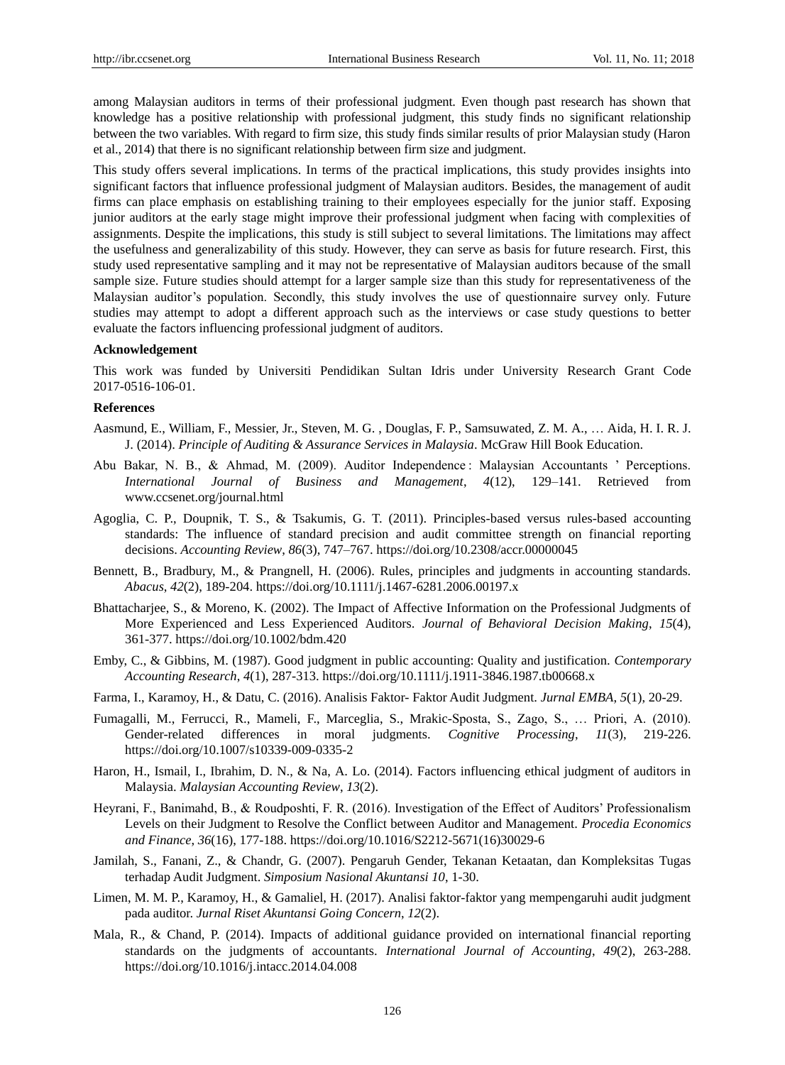among Malaysian auditors in terms of their professional judgment. Even though past research has shown that knowledge has a positive relationship with professional judgment, this study finds no significant relationship between the two variables. With regard to firm size, this study finds similar results of prior Malaysian study (Haron et al., 2014) that there is no significant relationship between firm size and judgment.

This study offers several implications. In terms of the practical implications, this study provides insights into significant factors that influence professional judgment of Malaysian auditors. Besides, the management of audit firms can place emphasis on establishing training to their employees especially for the junior staff. Exposing junior auditors at the early stage might improve their professional judgment when facing with complexities of assignments. Despite the implications, this study is still subject to several limitations. The limitations may affect the usefulness and generalizability of this study. However, they can serve as basis for future research. First, this study used representative sampling and it may not be representative of Malaysian auditors because of the small sample size. Future studies should attempt for a larger sample size than this study for representativeness of the Malaysian auditor's population. Secondly, this study involves the use of questionnaire survey only. Future studies may attempt to adopt a different approach such as the interviews or case study questions to better evaluate the factors influencing professional judgment of auditors.

**Acknowledgement**

This work was funded by Universiti Pendidikan Sultan Idris under University Research Grant Code 2017-0516-106-01.

**References**

Aasmund, E., William, F., Messier, Jr., Steven, M. G. , Douglas, F. P., Samsuwated, Z. M. A., … Aida, H. I. R. J. J. (2014). *Principle of Auditing & Assurance Services in Malaysia*. McGraw Hill Book Education.

Abu Bakar, N. B., & Ahmad, M. (2009). Auditor Independence : Malaysian Accountants ' Perceptions. *International Journal of Business and Management*, *4*(12), 129–141. Retrieved from www.ccsenet.org/journal.html

Agoglia, C. P., Doupnik, T. S., & Tsakumis, G. T. (2011). Principles-based versus rules-based accounting standards: The influence of standard precision and audit committee strength on financial reporting decisions. *Accounting Review*, *86*(3), 747–767. https://doi.org/10.2308/accr.00000045

Bennett, B., Bradbury, M., & Prangnell, H. (2006). Rules, principles and judgments in accounting standards. *Abacus*, *42*(2), 189-204. https://doi.org/10.1111/j.1467-6281.2006.00197.x

Bhattacharjee, S., & Moreno, K. (2002). The Impact of Affective Information on the Professional Judgments of More Experienced and Less Experienced Auditors. *Journal of Behavioral Decision Making*, *15*(4), 361-377. https://doi.org/10.1002/bdm.420

Emby, C., & Gibbins, M. (1987). Good judgment in public accounting: Quality and justification. *Contemporary Accounting Research*, *4*(1), 287-313. https://doi.org/10.1111/j.1911-3846.1987.tb00668.x

Farma, I., Karamoy, H., & Datu, C. (2016). Analisis Faktor- Faktor Audit Judgment. *Jurnal EMBA*, *5*(1), 20-29.

Fumagalli, M., Ferrucci, R., Mameli, F., Marceglia, S., Mrakic-Sposta, S., Zago, S., … Priori, A. (2010). Gender-related differences in moral judgments. *Cognitive Processing*, *11*(3), 219-226. https://doi.org/10.1007/s10339-009-0335-2

Haron, H., Ismail, I., Ibrahim, D. N., & Na, A. Lo. (2014). Factors influencing ethical judgment of auditors in Malaysia. *Malaysian Accounting Review*, *13*(2).

Heyrani, F., Banimahd, B., & Roudposhti, F. R. (2016). Investigation of the Effect of Auditors' Professionalism Levels on their Judgment to Resolve the Conflict between Auditor and Management. *Procedia Economics and Finance*, *36*(16), 177-188. https://doi.org/10.1016/S2212-5671(16)30029-6

Jamilah, S., Fanani, Z., & Chandr, G. (2007). Pengaruh Gender, Tekanan Ketaatan, dan Kompleksitas Tugas terhadap Audit Judgment. *Simposium Nasional Akuntansi 10*, 1-30.

Limen, M. M. P., Karamoy, H., & Gamaliel, H. (2017). Analisi faktor-faktor yang mempengaruhi audit judgment pada auditor. *Jurnal Riset Akuntansi Going Concern*, *12*(2).

Mala, R., & Chand, P. (2014). Impacts of additional guidance provided on international financial reporting standards on the judgments of accountants. *International Journal of Accounting*, *49*(2), 263-288. https://doi.org/10.1016/j.intacc.2014.04.008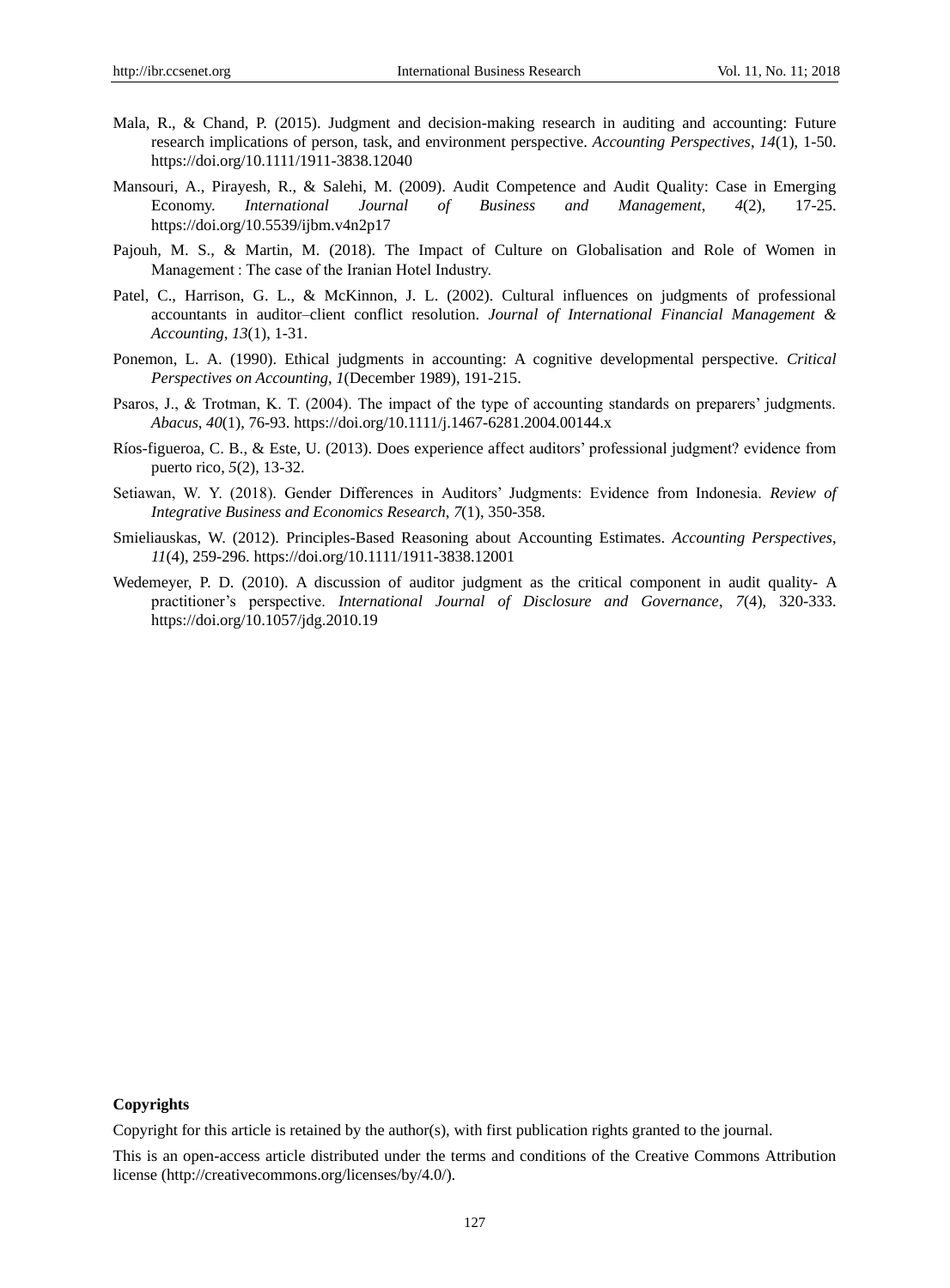Mala, R., & Chand, P. (2015). Judgment and decision-making research in auditing and accounting: Future research implications of person, task, and environment perspective. *Accounting Perspectives*, *14*(1), 1-50. https://doi.org/10.1111/1911-3838.12040

Mansouri, A., Pirayesh, R., & Salehi, M. (2009). Audit Competence and Audit Quality: Case in Emerging Economy. *International Journal of Business and Management*, *4*(2), 17-25. https://doi.org/10.5539/ijbm.v4n2p17

Pajouh, M. S., & Martin, M. (2018). The Impact of Culture on Globalisation and Role of Women in Management : The case of the Iranian Hotel Industry.

Patel, C., Harrison, G. L., & McKinnon, J. L. (2002). Cultural influences on judgments of professional accountants in auditor–client conflict resolution. *Journal of International Financial Management & Accounting*, *13*(1), 1-31.

Ponemon, L. A. (1990). Ethical judgments in accounting: A cognitive developmental perspective. *Critical Perspectives on Accounting*, *1*(December 1989), 191-215.

Psaros, J., & Trotman, K. T. (2004). The impact of the type of accounting standards on preparers' judgments. *Abacus*, *40*(1), 76-93. https://doi.org/10.1111/j.1467-6281.2004.00144.x

Ríos-figueroa, C. B., & Este, U. (2013). Does experience affect auditors' professional judgment? evidence from puerto rico, *5*(2), 13-32.

Setiawan, W. Y. (2018). Gender Differences in Auditors' Judgments: Evidence from Indonesia. *Review of Integrative Business and Economics Research*, *7*(1), 350-358.

Smieliauskas, W. (2012). Principles-Based Reasoning about Accounting Estimates. *Accounting Perspectives*, *11*(4), 259-296. https://doi.org/10.1111/1911-3838.12001

Wedemeyer, P. D. (2010). A discussion of auditor judgment as the critical component in audit quality- A practitioner's perspective. *International Journal of Disclosure and Governance*, *7*(4), 320-333. https://doi.org/10.1057/jdg.2010.19

**Copyrights**

Copyright for this article is retained by the author(s), with first publication rights granted to the journal.

This is an open-access article distributed under the terms and conditions of the Creative Commons Attribution license (http://creativecommons.org/licenses/by/4.0/).